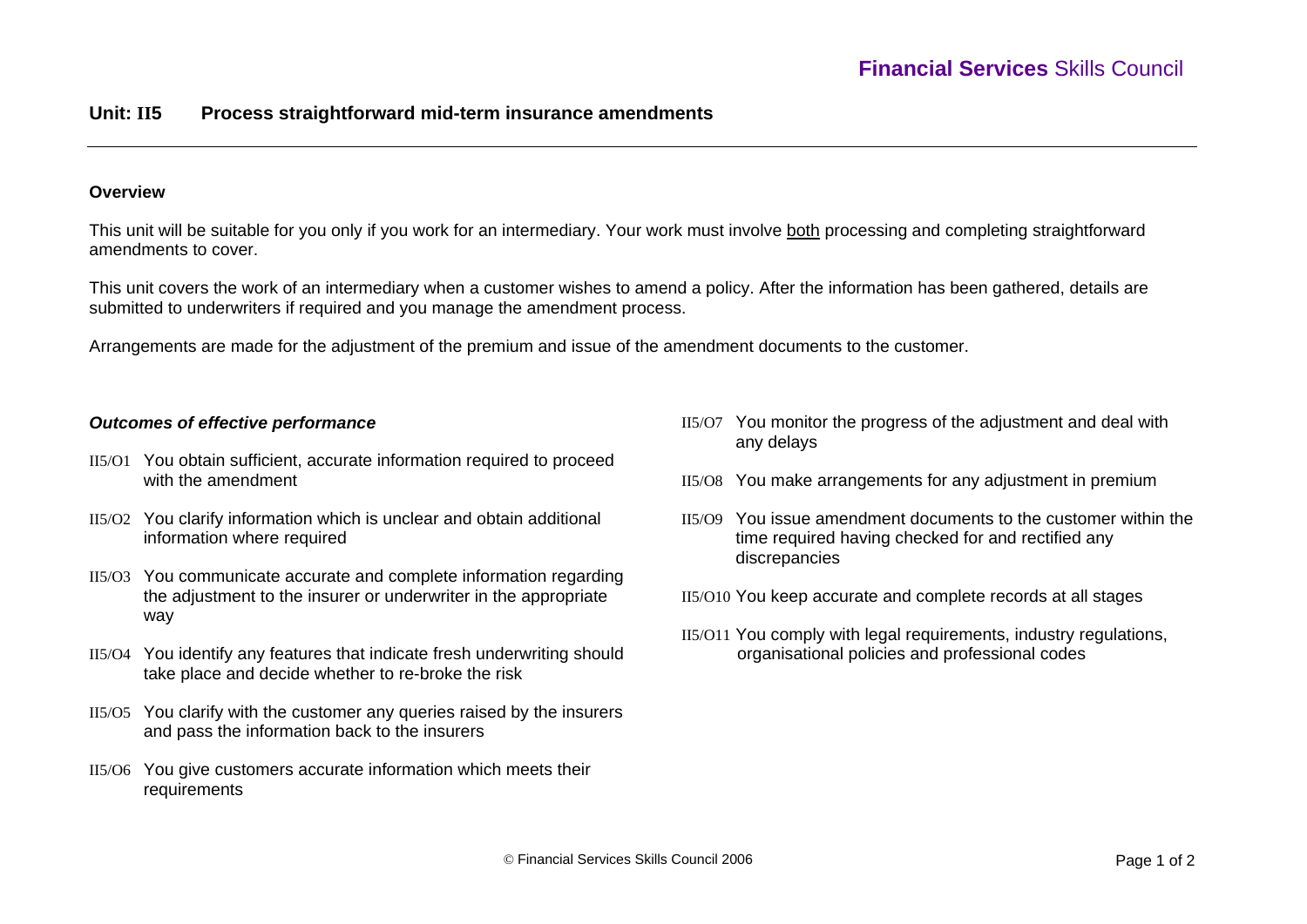# Unit: II5 Process straightforward mid-term insurance amendments

## Overview

This unit will be suitable for you only if you work for an intermediary. Your work must involve <u>both</u> processing and completing straightforward amendments to cover.

This unit covers the work of an intermediary when a customer wishes to amend a policy. After the information has been gathered, details are submitted to underwriters if required and you manage the amendment process.

Arrangements are made for the adjustment of the premium and issue of the amendment documents to the customer.

### *Outcomes of effective performance*

- II5/O1 You obtain sufficient, accurate information required to proceed with the amendment
- II5/O2 You clarify information which is unclear and obtain additional information where required
- II5/O3 You communicate accurate and complete information regarding the adjustment to the insurer or underwriter in the appropriate way
- II5/O4 You identify any features that indicate fresh underwriting should take place and decide whether to re-broke the risk
- II5/O5 You clarify with the customer any queries raised by the insurers and pass the information back to the insurers
- II5/O6 You give customers accurate information which meets their requirements
- II5/O7 You monitor the progress of the adjustment and deal with any delays
- II5/O8 You make arrangements for any adjustment in premium
- II5/O9 You issue amendment documents to the customer within the time required having checked for and rectified any discrepancies
- II5/O10 You keep accurate and complete records at all stages
- II5/O11 You comply with legal requirements, industry regulations, organisational policies and professional codes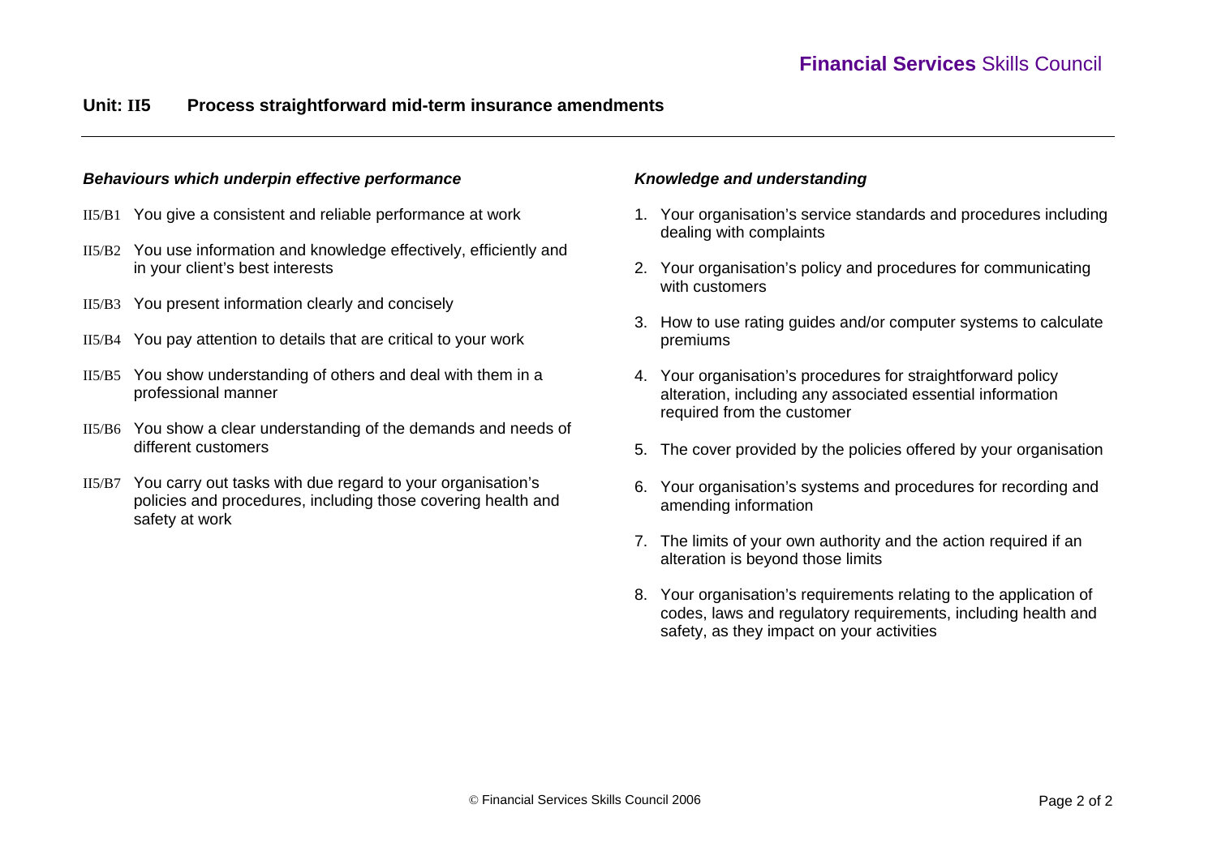## Unit: II5 Process straightforward mid-term insurance amendments

### *Behaviours which underpin effective performance*

- II5/B1 You give a consistent and reliable performance at work
- II5/B2 You use information and knowledge effectively, efficiently and in your client's best interests
- II5/B3 You present information clearly and concisely
- II5/B4 You pay attention to details that are critical to your work
- II5/B5 You show understanding of others and deal with them in a professional manner
- II5/B6 You show a clear understanding of the demands and needs of different customers
- II5/B7 You carry out tasks with due regard to your organisation's policies and procedures, including those covering health and safety at work

### *Knowledge and understanding*

1. Your organisation's service standards and procedures including dealing with complaints
2. Your organisation's policy and procedures for communicating with customers
3. How to use rating guides and/or computer systems to calculate premiums
4. Your organisation's procedures for straightforward policy alteration, including any associated essential information required from the customer
5. The cover provided by the policies offered by your organisation
6. Your organisation's systems and procedures for recording and amending information
7. The limits of your own authority and the action required if an alteration is beyond those limits
8. Your organisation's requirements relating to the application of codes, laws and regulatory requirements, including health and safety, as they impact on your activities